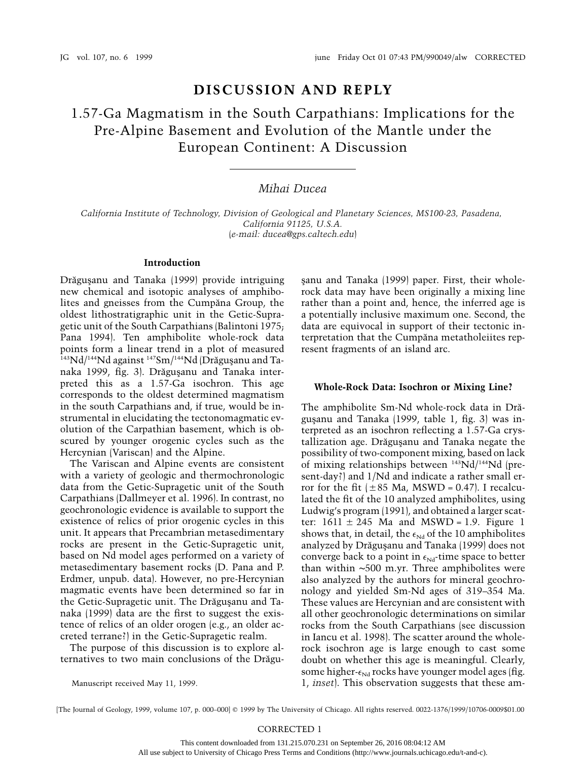# DISCUSSION AND REPLY

## 1.57-Ga Magmatism in the South Carpathians: Implications for the Pre-Alpine Basement and Evolution of the Mantle under the European Continent: A Discussion

*Mihai Ducea*

*California Institute of Technology, Division of Geological and Planetary Sciences, MS100-23, Pasadena, California 91125, U.S.A.*
*(e-mail: ducea@gps.caltech.edu)*

### Introduction

Drăguşanu and Tanaka (1999) provide intriguing new chemical and isotopic analyses of amphibolites and gneisses from the Cumpăna Group, the oldest lithostratigraphic unit in the Getic-Supragetic unit of the South Carpathians (Balintoni 1975; Pana 1994). Ten amphibolite whole-rock data points form a linear trend in a plot of measured $^{143}Nd/^{144}Nd$ against $^{147}Sm/^{144}Nd$ (Drăguşanu and Tanaka 1999, fig. 3). Drăguşanu and Tanaka interpreted this as a 1.57-Ga isochron. This age corresponds to the oldest determined magmatism in the south Carpathians and, if true, would be instrumental in elucidating the tectonomagmatic evolution of the Carpathian basement, which is obscured by younger orogenic cycles such as the Hercynian (Variscan) and the Alpine.

The Variscan and Alpine events are consistent with a variety of geologic and thermochronologic data from the Getic-Supragetic unit of the South Carpathians (Dallmeyer et al. 1996). In contrast, no geochronologic evidence is available to support the existence of relics of prior orogenic cycles in this unit. It appears that Precambrian metasedimentary rocks are present in the Getic-Supragetic unit, based on Nd model ages performed on a variety of metasedimentary basement rocks (D. Pana and P. Erdmer, unpub. data). However, no pre-Hercynian magmatic events have been determined so far in the Getic-Supragetic unit. The Drăguşanu and Tanaka (1999) data are the first to suggest the existence of relics of an older orogen (e.g., an older accreted terrane?) in the Getic-Supragetic realm.

The purpose of this discussion is to explore alternatives to two main conclusions of the Drăguşanu and Tanaka (1999) paper. First, their whole-rock data may have been originally a mixing line rather than a point and, hence, the inferred age is a potentially inclusive maximum one. Second, the data are equivocal in support of their tectonic interpretation that the Cumpăna metatholeiites represent fragments of an island arc.

Manuscript received May 11, 1999.

### Whole-Rock Data: Isochron or Mixing Line?

The amphibolite Sm-Nd whole-rock data in Drăguşanu and Tanaka (1999, table 1, fig. 3) was interpreted as an isochron reflecting a 1.57-Ga crystallization age. Drăguşanu and Tanaka negate the possibility of two-component mixing, based on lack of mixing relationships between $^{143}Nd/^{144}Nd$ (present-day?) and 1/Nd and indicate a rather small error for the fit ($\pm 85$ Ma, MSWD = 0.47). I recalculated the fit of the 10 analyzed amphibolites, using Ludwig's program (1991), and obtained a larger scatter: $1611 \pm 245$ Ma and MSWD = 1.9. Figure 1 shows that, in detail, the $\epsilon_{Nd}$ of the 10 amphibolites analyzed by Drăguşanu and Tanaka (1999) does not converge back to a point in $\epsilon_{Nd}$-time space to better than within ~500 m.yr. Three amphibolites were also analyzed by the authors for mineral geochronology and yielded Sm-Nd ages of 319–354 Ma. These values are Hercynian and are consistent with all other geochronologic determinations on similar rocks from the South Carpathians (see discussion in Iancu et al. 1998). The scatter around the whole-rock isochron age is large enough to cast some doubt on whether this age is meaningful. Clearly, some higher-$\epsilon_{Nd}$ rocks have younger model ages (fig. 1, *inset*). This observation suggests that these am-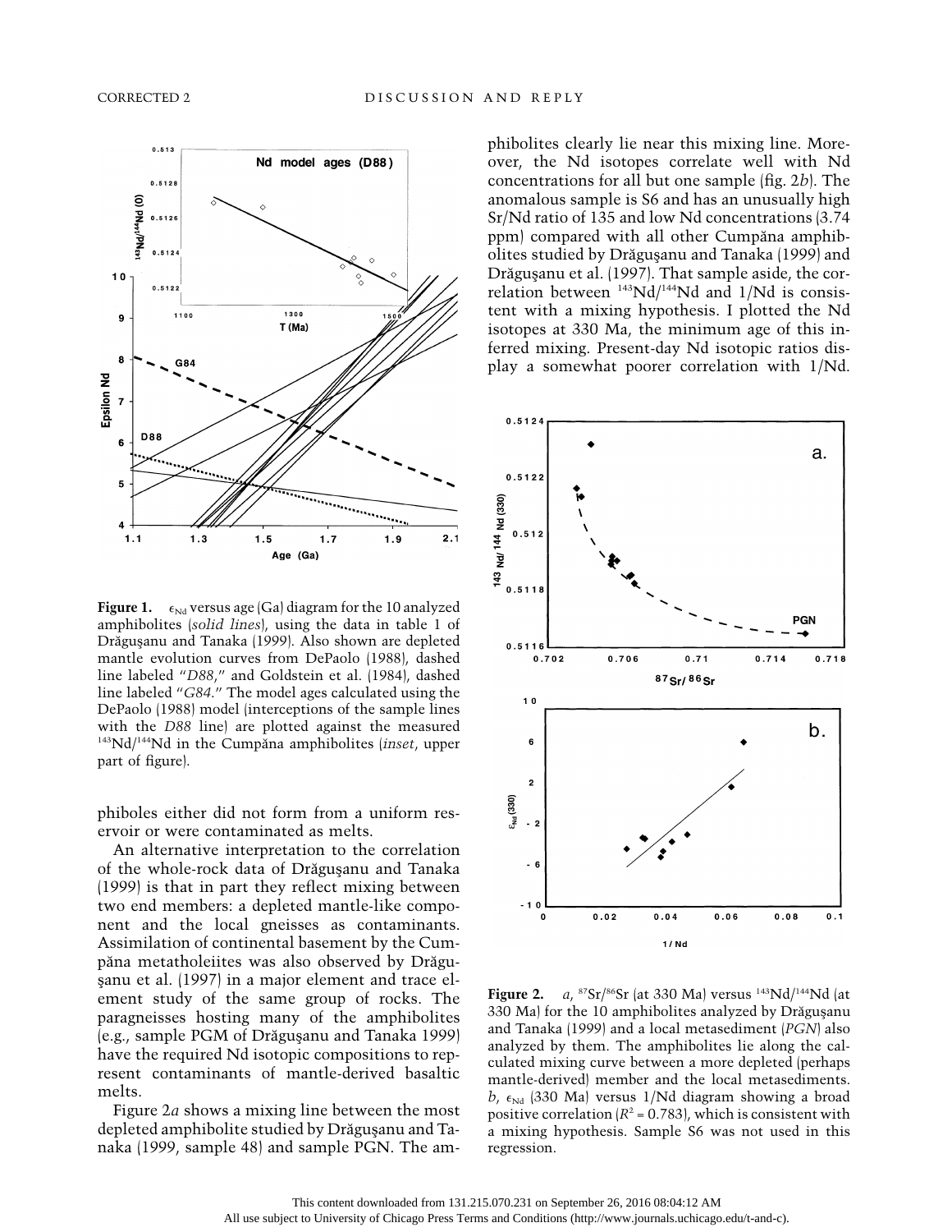**Figure 1.** $\epsilon_{Nd}$ versus age (Ga) diagram for the 10 analyzed amphibolites (*solid lines*), using the data in table 1 of Drăguşanu and Tanaka (1999). Also shown are depleted mantle evolution curves from DePaolo (1988), dashed line labeled "*D88*," and Goldstein et al. (1984), dashed line labeled "*G84*." The model ages calculated using the DePaolo (1988) model (interceptions of the sample lines with the *D88* line) are plotted against the measured $^{143}Nd/^{144}Nd$ in the Cumpăna amphibolites (*inset*, upper part of figure).

phiboles either did not form from a uniform reservoir or were contaminated as melts.

An alternative interpretation to the correlation of the whole-rock data of Drăguşanu and Tanaka (1999) is that in part they reflect mixing between two end members: a depleted mantle-like component and the local gneisses as contaminants. Assimilation of continental basement by the Cumpăna metatholeiites was also observed by Drăguşanu et al. (1997) in a major element and trace element study of the same group of rocks. The paragneisses hosting many of the amphibolites (e.g., sample PGM of Drăguşanu and Tanaka 1999) have the required Nd isotopic compositions to represent contaminants of mantle-derived basaltic melts.

Figure 2*a* shows a mixing line between the most depleted amphibolite studied by Drăguşanu and Tanaka (1999, sample 48) and sample PGN. The amphibolites clearly lie near this mixing line. Moreover, the Nd isotopes correlate well with Nd concentrations for all but one sample (fig. 2*b*). The anomalous sample is S6 and has an unusually high Sr/Nd ratio of 135 and low Nd concentrations (3.74 ppm) compared with all other Cumpăna amphibolites studied by Drăguşanu and Tanaka (1999) and Drăguşanu et al. (1997). That sample aside, the correlation between $^{143}Nd/^{144}Nd$ and 1/Nd is consistent with a mixing hypothesis. I plotted the Nd isotopes at 330 Ma, the minimum age of this inferred mixing. Present-day Nd isotopic ratios display a somewhat poorer correlation with 1/Nd.

**Figure 2.** *a*, $^{87}Sr/^{86}Sr$ (at 330 Ma) versus $^{143}Nd/^{144}Nd$ (at 330 Ma) for the 10 amphibolites analyzed by Drăguşanu and Tanaka (1999) and a local metasediment (*PGN*) also analyzed by them. The amphibolites lie along the calculated mixing curve between a more depleted (perhaps mantle-derived) member and the local metasediments. *b*, $\epsilon_{Nd}$ (330 Ma) versus 1/Nd diagram showing a broad positive correlation ($R^2 = 0.783$), which is consistent with a mixing hypothesis. Sample S6 was not used in this regression.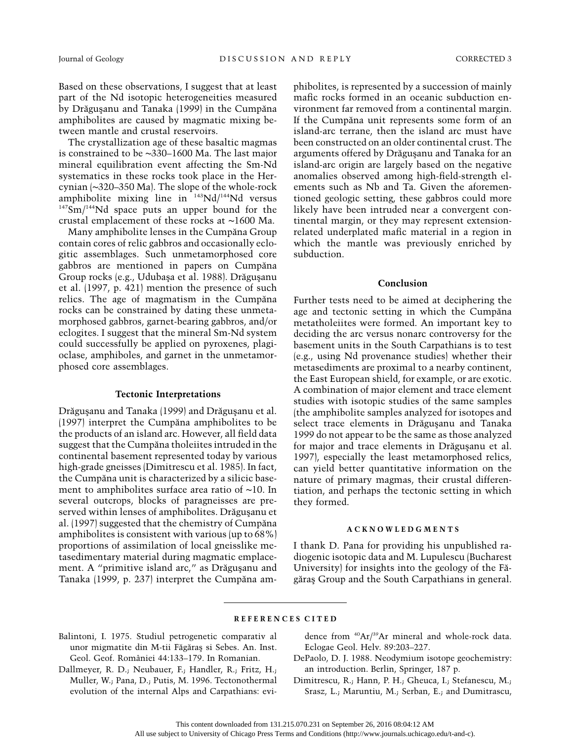Based on these observations, I suggest that at least part of the Nd isotopic heterogeneities measured by Drăguşanu and Tanaka (1999) in the Cumpăna amphibolites are caused by magmatic mixing between mantle and crustal reservoirs.

The crystallization age of these basaltic magmas is constrained to be ~330–1600 Ma. The last major mineral equilibration event affecting the Sm-Nd systematics in these rocks took place in the Hercynian (~320–350 Ma). The slope of the whole-rock amphibolite mixing line in $^{143}Nd/^{144}Nd$ versus $^{147}Sm/^{144}Nd$ space puts an upper bound for the crustal emplacement of these rocks at ~1600 Ma.

Many amphibolite lenses in the Cumpăna Group contain cores of relic gabbros and occasionally eclogitic assemblages. Such unmetamorphosed core gabbros are mentioned in papers on Cumpăna Group rocks (e.g., Udubaşa et al. 1988). Drăguşanu et al. (1997, p. 421) mention the presence of such relics. The age of magmatism in the Cumpăna rocks can be constrained by dating these unmetamorphosed gabbros, garnet-bearing gabbros, and/or eclogites. I suggest that the mineral Sm-Nd system could successfully be applied on pyroxenes, plagioclase, amphiboles, and garnet in the unmetamorphosed core assemblages.

## Tectonic Interpretations

Drăguşanu and Tanaka (1999) and Drăguşanu et al. (1997) interpret the Cumpăna amphibolites to be the products of an island arc. However, all field data suggest that the Cumpăna tholeiites intruded in the continental basement represented today by various high-grade gneisses (Dimitrescu et al. 1985). In fact, the Cumpăna unit is characterized by a silicic basement to amphibolites surface area ratio of ~10. In several outcrops, blocks of paragneisses are preserved within lenses of amphibolites. Drăguşanu et al. (1997) suggested that the chemistry of Cumpăna amphibolites is consistent with various (up to 68%) proportions of assimilation of local gneisslike metasedimentary material during magmatic emplacement. A "primitive island arc," as Drăguşanu and Tanaka (1999, p. 237) interpret the Cumpăna amphibolites, is represented by a succession of mainly mafic rocks formed in an oceanic subduction environment far removed from a continental margin. If the Cumpăna unit represents some form of an island-arc terrane, then the island arc must have been constructed on an older continental crust. The arguments offered by Drăguşanu and Tanaka for an island-arc origin are largely based on the negative anomalies observed among high-field-strength elements such as Nb and Ta. Given the aforementioned geologic setting, these gabbros could more likely have been intruded near a convergent continental margin, or they may represent extension-related underplated mafic material in a region in which the mantle was previously enriched by subduction.

## Conclusion

Further tests need to be aimed at deciphering the age and tectonic setting in which the Cumpăna metatholeiites were formed. An important key to deciding the arc versus nonarc controversy for the basement units in the South Carpathians is to test (e.g., using Nd provenance studies) whether their metasediments are proximal to a nearby continent, the East European shield, for example, or are exotic. A combination of major element and trace element studies with isotopic studies of the same samples (the amphibolite samples analyzed for isotopes and select trace elements in Drăguşanu and Tanaka 1999 do not appear to be the same as those analyzed for major and trace elements in Drăguşanu et al. 1997), especially the least metamorphosed relics, can yield better quantitative information on the nature of primary magmas, their crustal differentiation, and perhaps the tectonic setting in which they formed.

## ACKNOWLEDGMENTS

I thank D. Pana for providing his unpublished radiogenic isotopic data and M. Lupulescu (Bucharest University) for insights into the geology of the Făgăraş Group and the South Carpathians in general.

## REFERENCES CITED

Balintoni, I. 1975. Studiul petrogenetic comparativ al unor migmatite din M-tii Făgăraş si Sebes. An. Inst. Geol. Geof. României 44:133–179. In Romanian.

Dallmeyer, R. D.; Neubauer, F.; Handler, R.; Fritz, H.; Muller, W.; Pana, D.; Putis, M. 1996. Tectonothermal evolution of the internal Alps and Carpathians: evidence from $^{40}Ar/^{39}Ar$ mineral and whole-rock data. Eclogae Geol. Helv. 89:203–227.

DePaolo, D. J. 1988. Neodymium isotope geochemistry: an introduction. Berlin, Springer, 187 p.

Dimitrescu, R.; Hann, P. H.; Gheuca, I.; Stefanescu, M.; Srasz, L.; Maruntiu, M.; Serban, E.; and Dumitrascu,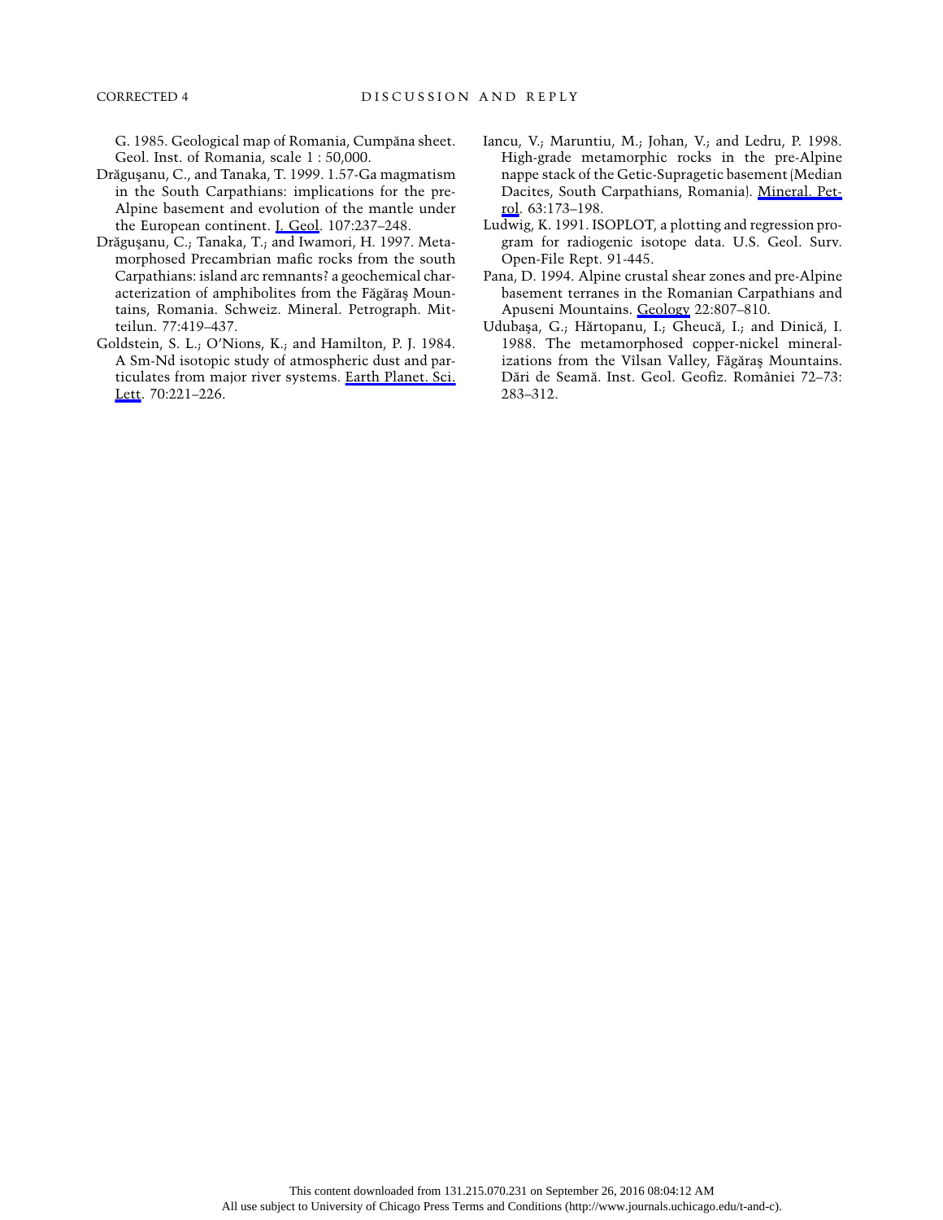G. 1985. Geological map of Romania, Cumpăna sheet. Geol. Inst. of Romania, scale 1 : 50,000.

Drăgușanu, C., and Tanaka, T. 1999. 1.57-Ga magmatism in the South Carpathians: implications for the pre-Alpine basement and evolution of the mantle under the European continent. J. Geol. 107:237–248.

Drăgușanu, C.; Tanaka, T.; and Iwamori, H. 1997. Metamorphosed Precambrian mafic rocks from the south Carpathians: island arc remnants? a geochemical characterization of amphibolites from the Făgăraş Mountains, Romania. Schweiz. Mineral. Petrograph. Mitteilun. 77:419–437.

Goldstein, S. L.; O'Nions, K.; and Hamilton, P. J. 1984. A Sm-Nd isotopic study of atmospheric dust and particulates from major river systems. Earth Planet. Sci. Lett. 70:221–226.

Iancu, V.; Maruntiu, M.; Johan, V.; and Ledru, P. 1998. High-grade metamorphic rocks in the pre-Alpine nappe stack of the Getic-Supragetic basement (Median Dacites, South Carpathians, Romania). Mineral. Petrol. 63:173–198.

Ludwig, K. 1991. ISOPLOT, a plotting and regression program for radiogenic isotope data. U.S. Geol. Surv. Open-File Rept. 91-445.

Pana, D. 1994. Alpine crustal shear zones and pre-Alpine basement terranes in the Romanian Carpathians and Apuseni Mountains. Geology 22:807–810.

Udubașa, G.; Hărtopanu, I.; Gheucă, I.; and Dinică, I. 1988. The metamorphosed copper-nickel mineralizations from the Vîlsan Valley, Făgăraş Mountains. Dări de Seamă. Inst. Geol. Geofiz. României 72–73: 283–312.